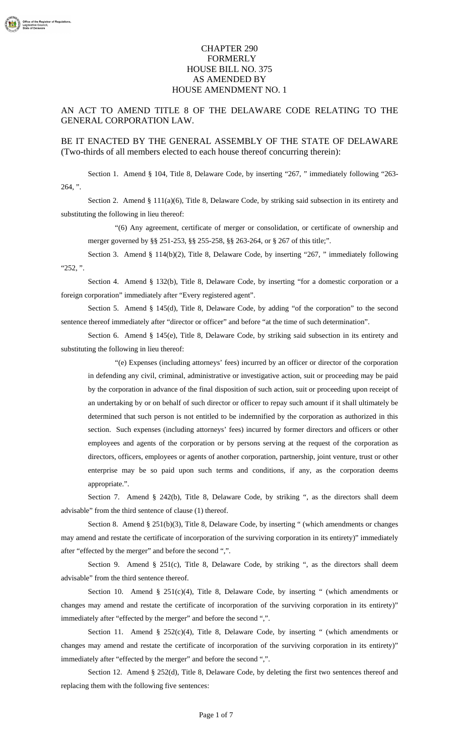CHAPTER 290
FORMERLY
HOUSE BILL NO. 375
AS AMENDED BY
HOUSE AMENDMENT NO. 1

AN ACT TO AMEND TITLE 8 OF THE DELAWARE CODE RELATING TO THE GENERAL CORPORATION LAW.

BE IT ENACTED BY THE GENERAL ASSEMBLY OF THE STATE OF DELAWARE (Two-thirds of all members elected to each house thereof concurring therein):

Section 1. Amend § 104, Title 8, Delaware Code, by inserting "267, " immediately following "263-264, ".

Section 2. Amend § 111(a)(6), Title 8, Delaware Code, by striking said subsection in its entirety and substituting the following in lieu thereof:

> "(6) Any agreement, certificate of merger or consolidation, or certificate of ownership and merger governed by §§ 251-253, §§ 255-258, §§ 263-264, or § 267 of this title;".

Section 3. Amend § 114(b)(2), Title 8, Delaware Code, by inserting "267, " immediately following "252, ".

Section 4. Amend § 132(b), Title 8, Delaware Code, by inserting "for a domestic corporation or a foreign corporation" immediately after "Every registered agent".

Section 5. Amend § 145(d), Title 8, Delaware Code, by adding "of the corporation" to the second sentence thereof immediately after "director or officer" and before "at the time of such determination".

Section 6. Amend § 145(e), Title 8, Delaware Code, by striking said subsection in its entirety and substituting the following in lieu thereof:

> "(e) Expenses (including attorneys' fees) incurred by an officer or director of the corporation in defending any civil, criminal, administrative or investigative action, suit or proceeding may be paid by the corporation in advance of the final disposition of such action, suit or proceeding upon receipt of an undertaking by or on behalf of such director or officer to repay such amount if it shall ultimately be determined that such person is not entitled to be indemnified by the corporation as authorized in this section. Such expenses (including attorneys' fees) incurred by former directors and officers or other employees and agents of the corporation or by persons serving at the request of the corporation as directors, officers, employees or agents of another corporation, partnership, joint venture, trust or other enterprise may be so paid upon such terms and conditions, if any, as the corporation deems appropriate.".

Section 7. Amend § 242(b), Title 8, Delaware Code, by striking ", as the directors shall deem advisable" from the third sentence of clause (1) thereof.

Section 8. Amend § 251(b)(3), Title 8, Delaware Code, by inserting " (which amendments or changes may amend and restate the certificate of incorporation of the surviving corporation in its entirety)" immediately after "effected by the merger" and before the second ",".

Section 9. Amend § 251(c), Title 8, Delaware Code, by striking ", as the directors shall deem advisable" from the third sentence thereof.

Section 10. Amend § 251(c)(4), Title 8, Delaware Code, by inserting " (which amendments or changes may amend and restate the certificate of incorporation of the surviving corporation in its entirety)" immediately after "effected by the merger" and before the second ",".

Section 11. Amend § 252(c)(4), Title 8, Delaware Code, by inserting " (which amendments or changes may amend and restate the certificate of incorporation of the surviving corporation in its entirety)" immediately after "effected by the merger" and before the second ",".

Section 12. Amend § 252(d), Title 8, Delaware Code, by deleting the first two sentences thereof and replacing them with the following five sentences: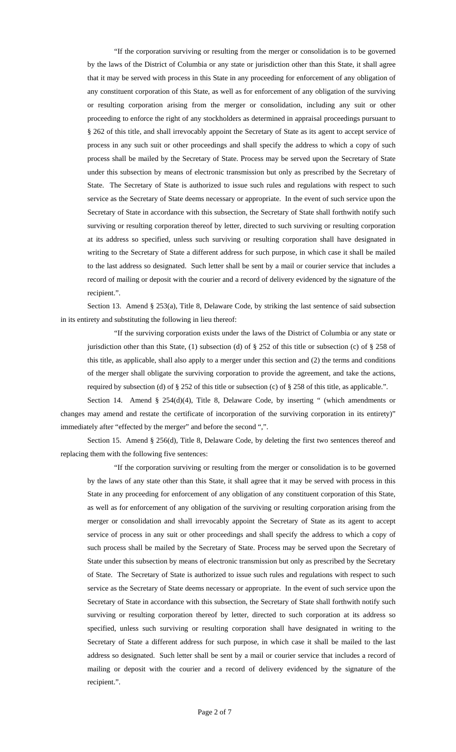"If the corporation surviving or resulting from the merger or consolidation is to be governed by the laws of the District of Columbia or any state or jurisdiction other than this State, it shall agree that it may be served with process in this State in any proceeding for enforcement of any obligation of any constituent corporation of this State, as well as for enforcement of any obligation of the surviving or resulting corporation arising from the merger or consolidation, including any suit or other proceeding to enforce the right of any stockholders as determined in appraisal proceedings pursuant to § 262 of this title, and shall irrevocably appoint the Secretary of State as its agent to accept service of process in any such suit or other proceedings and shall specify the address to which a copy of such process shall be mailed by the Secretary of State. Process may be served upon the Secretary of State under this subsection by means of electronic transmission but only as prescribed by the Secretary of State. The Secretary of State is authorized to issue such rules and regulations with respect to such service as the Secretary of State deems necessary or appropriate. In the event of such service upon the Secretary of State in accordance with this subsection, the Secretary of State shall forthwith notify such surviving or resulting corporation thereof by letter, directed to such surviving or resulting corporation at its address so specified, unless such surviving or resulting corporation shall have designated in writing to the Secretary of State a different address for such purpose, in which case it shall be mailed to the last address so designated. Such letter shall be sent by a mail or courier service that includes a record of mailing or deposit with the courier and a record of delivery evidenced by the signature of the recipient.".

Section 13. Amend § 253(a), Title 8, Delaware Code, by striking the last sentence of said subsection in its entirety and substituting the following in lieu thereof:

"If the surviving corporation exists under the laws of the District of Columbia or any state or jurisdiction other than this State, (1) subsection (d) of § 252 of this title or subsection (c) of § 258 of this title, as applicable, shall also apply to a merger under this section and (2) the terms and conditions of the merger shall obligate the surviving corporation to provide the agreement, and take the actions, required by subsection (d) of § 252 of this title or subsection (c) of § 258 of this title, as applicable.".

Section 14. Amend § 254(d)(4), Title 8, Delaware Code, by inserting " (which amendments or changes may amend and restate the certificate of incorporation of the surviving corporation in its entirety)" immediately after "effected by the merger" and before the second ",".

Section 15. Amend § 256(d), Title 8, Delaware Code, by deleting the first two sentences thereof and replacing them with the following five sentences:

"If the corporation surviving or resulting from the merger or consolidation is to be governed by the laws of any state other than this State, it shall agree that it may be served with process in this State in any proceeding for enforcement of any obligation of any constituent corporation of this State, as well as for enforcement of any obligation of the surviving or resulting corporation arising from the merger or consolidation and shall irrevocably appoint the Secretary of State as its agent to accept service of process in any suit or other proceedings and shall specify the address to which a copy of such process shall be mailed by the Secretary of State. Process may be served upon the Secretary of State under this subsection by means of electronic transmission but only as prescribed by the Secretary of State. The Secretary of State is authorized to issue such rules and regulations with respect to such service as the Secretary of State deems necessary or appropriate. In the event of such service upon the Secretary of State in accordance with this subsection, the Secretary of State shall forthwith notify such surviving or resulting corporation thereof by letter, directed to such corporation at its address so specified, unless such surviving or resulting corporation shall have designated in writing to the Secretary of State a different address for such purpose, in which case it shall be mailed to the last address so designated. Such letter shall be sent by a mail or courier service that includes a record of mailing or deposit with the courier and a record of delivery evidenced by the signature of the recipient.".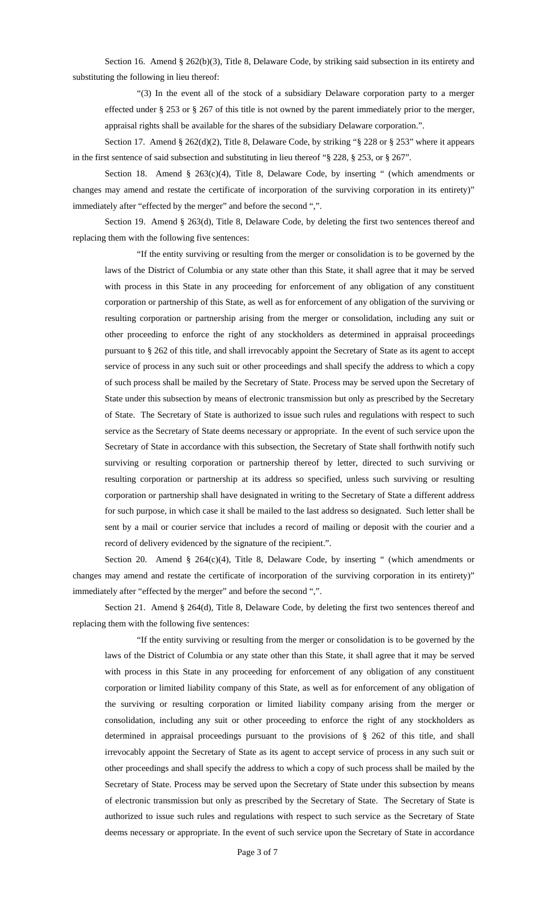Section 16. Amend § 262(b)(3), Title 8, Delaware Code, by striking said subsection in its entirety and substituting the following in lieu thereof:

> "(3) In the event all of the stock of a subsidiary Delaware corporation party to a merger effected under § 253 or § 267 of this title is not owned by the parent immediately prior to the merger, appraisal rights shall be available for the shares of the subsidiary Delaware corporation.".

Section 17. Amend § 262(d)(2), Title 8, Delaware Code, by striking "§ 228 or § 253" where it appears in the first sentence of said subsection and substituting in lieu thereof "§ 228, § 253, or § 267".

Section 18. Amend § 263(c)(4), Title 8, Delaware Code, by inserting " (which amendments or changes may amend and restate the certificate of incorporation of the surviving corporation in its entirety)" immediately after "effected by the merger" and before the second ",".

Section 19. Amend § 263(d), Title 8, Delaware Code, by deleting the first two sentences thereof and replacing them with the following five sentences:

> "If the entity surviving or resulting from the merger or consolidation is to be governed by the laws of the District of Columbia or any state other than this State, it shall agree that it may be served with process in this State in any proceeding for enforcement of any obligation of any constituent corporation or partnership of this State, as well as for enforcement of any obligation of the surviving or resulting corporation or partnership arising from the merger or consolidation, including any suit or other proceeding to enforce the right of any stockholders as determined in appraisal proceedings pursuant to § 262 of this title, and shall irrevocably appoint the Secretary of State as its agent to accept service of process in any such suit or other proceedings and shall specify the address to which a copy of such process shall be mailed by the Secretary of State. Process may be served upon the Secretary of State under this subsection by means of electronic transmission but only as prescribed by the Secretary of State. The Secretary of State is authorized to issue such rules and regulations with respect to such service as the Secretary of State deems necessary or appropriate. In the event of such service upon the Secretary of State in accordance with this subsection, the Secretary of State shall forthwith notify such surviving or resulting corporation or partnership thereof by letter, directed to such surviving or resulting corporation or partnership at its address so specified, unless such surviving or resulting corporation or partnership shall have designated in writing to the Secretary of State a different address for such purpose, in which case it shall be mailed to the last address so designated. Such letter shall be sent by a mail or courier service that includes a record of mailing or deposit with the courier and a record of delivery evidenced by the signature of the recipient.".

Section 20. Amend § 264(c)(4), Title 8, Delaware Code, by inserting " (which amendments or changes may amend and restate the certificate of incorporation of the surviving corporation in its entirety)" immediately after "effected by the merger" and before the second ",".

Section 21. Amend § 264(d), Title 8, Delaware Code, by deleting the first two sentences thereof and replacing them with the following five sentences:

> "If the entity surviving or resulting from the merger or consolidation is to be governed by the laws of the District of Columbia or any state other than this State, it shall agree that it may be served with process in this State in any proceeding for enforcement of any obligation of any constituent corporation or limited liability company of this State, as well as for enforcement of any obligation of the surviving or resulting corporation or limited liability company arising from the merger or consolidation, including any suit or other proceeding to enforce the right of any stockholders as determined in appraisal proceedings pursuant to the provisions of § 262 of this title, and shall irrevocably appoint the Secretary of State as its agent to accept service of process in any such suit or other proceedings and shall specify the address to which a copy of such process shall be mailed by the Secretary of State. Process may be served upon the Secretary of State under this subsection by means of electronic transmission but only as prescribed by the Secretary of State. The Secretary of State is authorized to issue such rules and regulations with respect to such service as the Secretary of State deems necessary or appropriate. In the event of such service upon the Secretary of State in accordance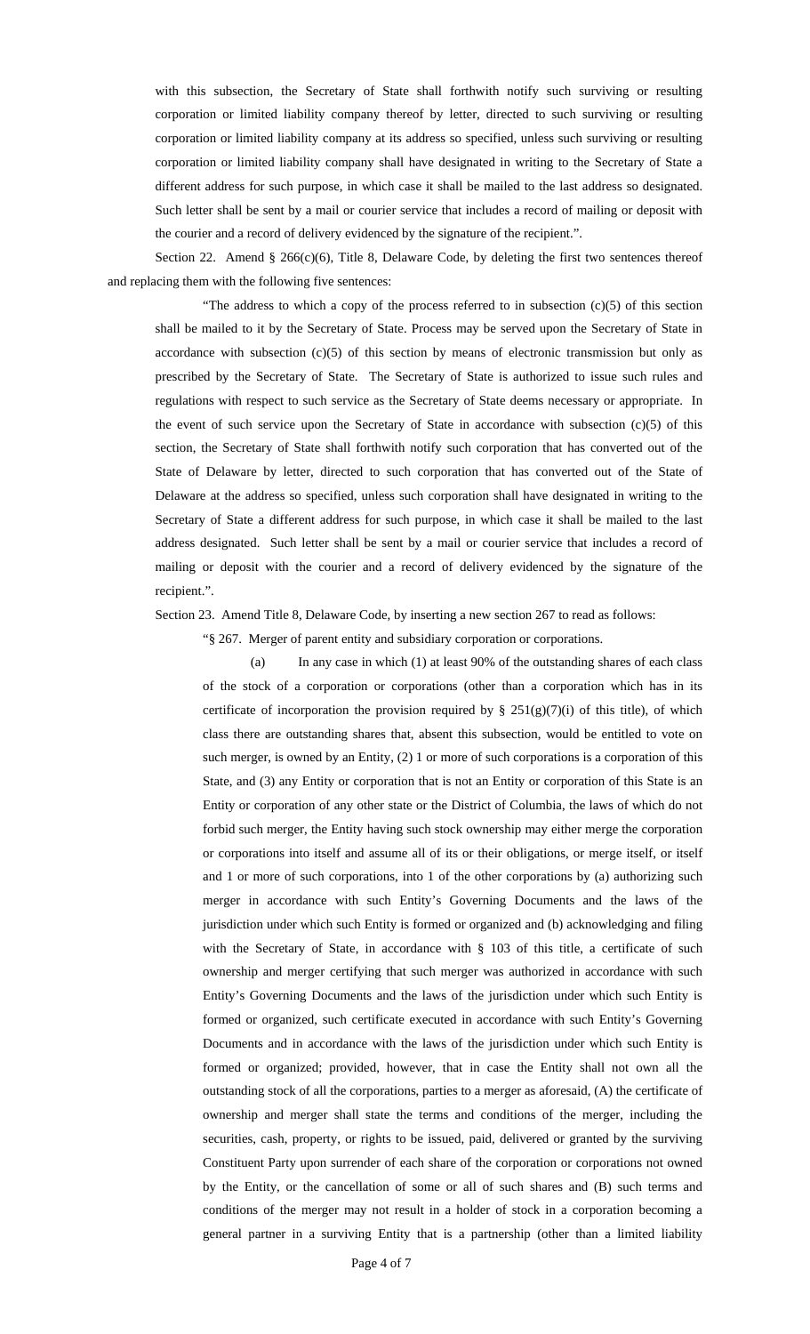with this subsection, the Secretary of State shall forthwith notify such surviving or resulting corporation or limited liability company thereof by letter, directed to such surviving or resulting corporation or limited liability company at its address so specified, unless such surviving or resulting corporation or limited liability company shall have designated in writing to the Secretary of State a different address for such purpose, in which case it shall be mailed to the last address so designated. Such letter shall be sent by a mail or courier service that includes a record of mailing or deposit with the courier and a record of delivery evidenced by the signature of the recipient.".

Section 22. Amend § 266(c)(6), Title 8, Delaware Code, by deleting the first two sentences thereof and replacing them with the following five sentences:

"The address to which a copy of the process referred to in subsection (c)(5) of this section shall be mailed to it by the Secretary of State. Process may be served upon the Secretary of State in accordance with subsection (c)(5) of this section by means of electronic transmission but only as prescribed by the Secretary of State. The Secretary of State is authorized to issue such rules and regulations with respect to such service as the Secretary of State deems necessary or appropriate. In the event of such service upon the Secretary of State in accordance with subsection (c)(5) of this section, the Secretary of State shall forthwith notify such corporation that has converted out of the State of Delaware by letter, directed to such corporation that has converted out of the State of Delaware at the address so specified, unless such corporation shall have designated in writing to the Secretary of State a different address for such purpose, in which case it shall be mailed to the last address designated. Such letter shall be sent by a mail or courier service that includes a record of mailing or deposit with the courier and a record of delivery evidenced by the signature of the recipient.".

Section 23. Amend Title 8, Delaware Code, by inserting a new section 267 to read as follows:

"§ 267. Merger of parent entity and subsidiary corporation or corporations.

(a) In any case in which (1) at least 90% of the outstanding shares of each class of the stock of a corporation or corporations (other than a corporation which has in its certificate of incorporation the provision required by § 251(g)(7)(i) of this title), of which class there are outstanding shares that, absent this subsection, would be entitled to vote on such merger, is owned by an Entity, (2) 1 or more of such corporations is a corporation of this State, and (3) any Entity or corporation that is not an Entity or corporation of this State is an Entity or corporation of any other state or the District of Columbia, the laws of which do not forbid such merger, the Entity having such stock ownership may either merge the corporation or corporations into itself and assume all of its or their obligations, or merge itself, or itself and 1 or more of such corporations, into 1 of the other corporations by (a) authorizing such merger in accordance with such Entity's Governing Documents and the laws of the jurisdiction under which such Entity is formed or organized and (b) acknowledging and filing with the Secretary of State, in accordance with § 103 of this title, a certificate of such ownership and merger certifying that such merger was authorized in accordance with such Entity's Governing Documents and the laws of the jurisdiction under which such Entity is formed or organized, such certificate executed in accordance with such Entity's Governing Documents and in accordance with the laws of the jurisdiction under which such Entity is formed or organized; provided, however, that in case the Entity shall not own all the outstanding stock of all the corporations, parties to a merger as aforesaid, (A) the certificate of ownership and merger shall state the terms and conditions of the merger, including the securities, cash, property, or rights to be issued, paid, delivered or granted by the surviving Constituent Party upon surrender of each share of the corporation or corporations not owned by the Entity, or the cancellation of some or all of such shares and (B) such terms and conditions of the merger may not result in a holder of stock in a corporation becoming a general partner in a surviving Entity that is a partnership (other than a limited liability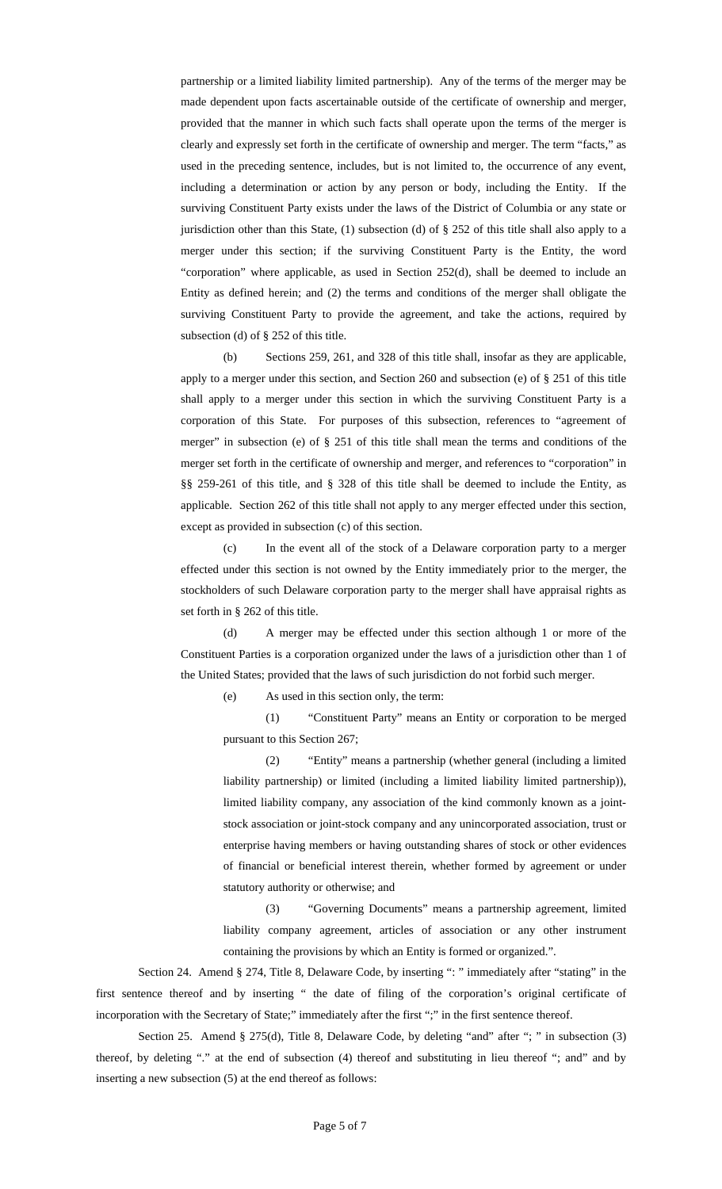partnership or a limited liability limited partnership). Any of the terms of the merger may be made dependent upon facts ascertainable outside of the certificate of ownership and merger, provided that the manner in which such facts shall operate upon the terms of the merger is clearly and expressly set forth in the certificate of ownership and merger. The term "facts," as used in the preceding sentence, includes, but is not limited to, the occurrence of any event, including a determination or action by any person or body, including the Entity. If the surviving Constituent Party exists under the laws of the District of Columbia or any state or jurisdiction other than this State, (1) subsection (d) of § 252 of this title shall also apply to a merger under this section; if the surviving Constituent Party is the Entity, the word "corporation" where applicable, as used in Section 252(d), shall be deemed to include an Entity as defined herein; and (2) the terms and conditions of the merger shall obligate the surviving Constituent Party to provide the agreement, and take the actions, required by subsection (d) of § 252 of this title.

(b) Sections 259, 261, and 328 of this title shall, insofar as they are applicable, apply to a merger under this section, and Section 260 and subsection (e) of § 251 of this title shall apply to a merger under this section in which the surviving Constituent Party is a corporation of this State. For purposes of this subsection, references to "agreement of merger" in subsection (e) of § 251 of this title shall mean the terms and conditions of the merger set forth in the certificate of ownership and merger, and references to "corporation" in §§ 259-261 of this title, and § 328 of this title shall be deemed to include the Entity, as applicable. Section 262 of this title shall not apply to any merger effected under this section, except as provided in subsection (c) of this section.

(c) In the event all of the stock of a Delaware corporation party to a merger effected under this section is not owned by the Entity immediately prior to the merger, the stockholders of such Delaware corporation party to the merger shall have appraisal rights as set forth in § 262 of this title.

(d) A merger may be effected under this section although 1 or more of the Constituent Parties is a corporation organized under the laws of a jurisdiction other than 1 of the United States; provided that the laws of such jurisdiction do not forbid such merger.

(e) As used in this section only, the term:

(1) "Constituent Party" means an Entity or corporation to be merged pursuant to this Section 267;

(2) "Entity" means a partnership (whether general (including a limited liability partnership) or limited (including a limited liability limited partnership)), limited liability company, any association of the kind commonly known as a joint-stock association or joint-stock company and any unincorporated association, trust or enterprise having members or having outstanding shares of stock or other evidences of financial or beneficial interest therein, whether formed by agreement or under statutory authority or otherwise; and

(3) "Governing Documents" means a partnership agreement, limited liability company agreement, articles of association or any other instrument containing the provisions by which an Entity is formed or organized.".

Section 24. Amend § 274, Title 8, Delaware Code, by inserting ": " immediately after "stating" in the first sentence thereof and by inserting " the date of filing of the corporation's original certificate of incorporation with the Secretary of State;" immediately after the first ";" in the first sentence thereof.

Section 25. Amend § 275(d), Title 8, Delaware Code, by deleting "and" after "; " in subsection (3) thereof, by deleting "." at the end of subsection (4) thereof and substituting in lieu thereof "; and" and by inserting a new subsection (5) at the end thereof as follows: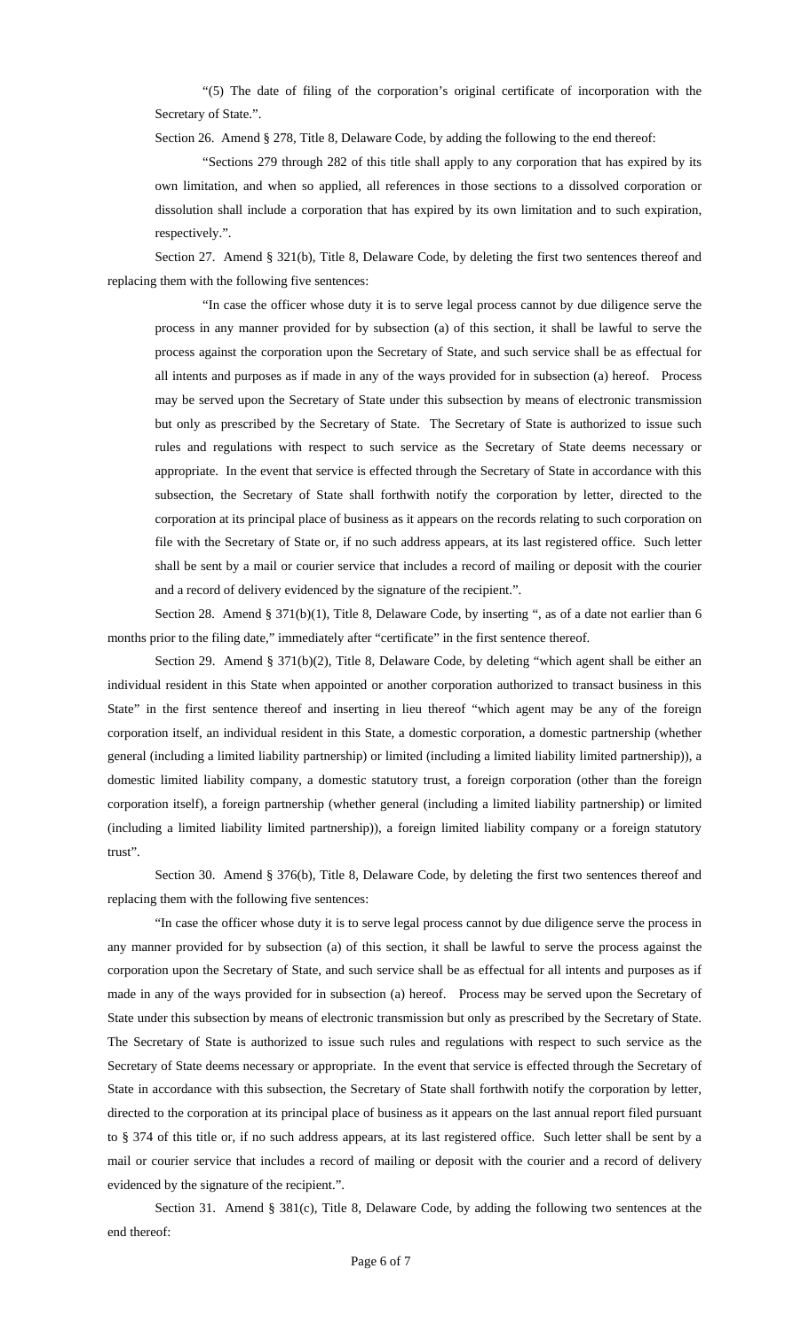"(5) The date of filing of the corporation's original certificate of incorporation with the Secretary of State.".

Section 26. Amend § 278, Title 8, Delaware Code, by adding the following to the end thereof:

"Sections 279 through 282 of this title shall apply to any corporation that has expired by its own limitation, and when so applied, all references in those sections to a dissolved corporation or dissolution shall include a corporation that has expired by its own limitation and to such expiration, respectively.".

Section 27. Amend § 321(b), Title 8, Delaware Code, by deleting the first two sentences thereof and replacing them with the following five sentences:

"In case the officer whose duty it is to serve legal process cannot by due diligence serve the process in any manner provided for by subsection (a) of this section, it shall be lawful to serve the process against the corporation upon the Secretary of State, and such service shall be as effectual for all intents and purposes as if made in any of the ways provided for in subsection (a) hereof. Process may be served upon the Secretary of State under this subsection by means of electronic transmission but only as prescribed by the Secretary of State. The Secretary of State is authorized to issue such rules and regulations with respect to such service as the Secretary of State deems necessary or appropriate. In the event that service is effected through the Secretary of State in accordance with this subsection, the Secretary of State shall forthwith notify the corporation by letter, directed to the corporation at its principal place of business as it appears on the records relating to such corporation on file with the Secretary of State or, if no such address appears, at its last registered office. Such letter shall be sent by a mail or courier service that includes a record of mailing or deposit with the courier and a record of delivery evidenced by the signature of the recipient.".

Section 28. Amend § 371(b)(1), Title 8, Delaware Code, by inserting ", as of a date not earlier than 6 months prior to the filing date," immediately after "certificate" in the first sentence thereof.

Section 29. Amend § 371(b)(2), Title 8, Delaware Code, by deleting "which agent shall be either an individual resident in this State when appointed or another corporation authorized to transact business in this State" in the first sentence thereof and inserting in lieu thereof "which agent may be any of the foreign corporation itself, an individual resident in this State, a domestic corporation, a domestic partnership (whether general (including a limited liability partnership) or limited (including a limited liability limited partnership)), a domestic limited liability company, a domestic statutory trust, a foreign corporation (other than the foreign corporation itself), a foreign partnership (whether general (including a limited liability partnership) or limited (including a limited liability limited partnership)), a foreign limited liability company or a foreign statutory trust".

Section 30. Amend § 376(b), Title 8, Delaware Code, by deleting the first two sentences thereof and replacing them with the following five sentences:

"In case the officer whose duty it is to serve legal process cannot by due diligence serve the process in any manner provided for by subsection (a) of this section, it shall be lawful to serve the process against the corporation upon the Secretary of State, and such service shall be as effectual for all intents and purposes as if made in any of the ways provided for in subsection (a) hereof. Process may be served upon the Secretary of State under this subsection by means of electronic transmission but only as prescribed by the Secretary of State. The Secretary of State is authorized to issue such rules and regulations with respect to such service as the Secretary of State deems necessary or appropriate. In the event that service is effected through the Secretary of State in accordance with this subsection, the Secretary of State shall forthwith notify the corporation by letter, directed to the corporation at its principal place of business as it appears on the last annual report filed pursuant to § 374 of this title or, if no such address appears, at its last registered office. Such letter shall be sent by a mail or courier service that includes a record of mailing or deposit with the courier and a record of delivery evidenced by the signature of the recipient.".

Section 31. Amend § 381(c), Title 8, Delaware Code, by adding the following two sentences at the end thereof: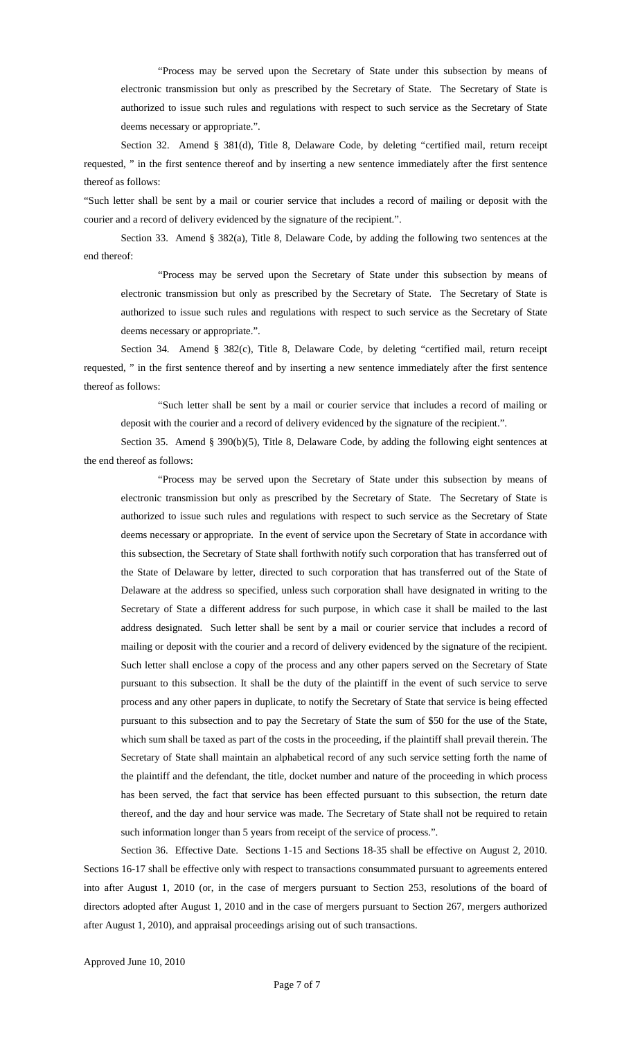> "Process may be served upon the Secretary of State under this subsection by means of electronic transmission but only as prescribed by the Secretary of State. The Secretary of State is authorized to issue such rules and regulations with respect to such service as the Secretary of State deems necessary or appropriate.".

Section 32. Amend § 381(d), Title 8, Delaware Code, by deleting "certified mail, return receipt requested, " in the first sentence thereof and by inserting a new sentence immediately after the first sentence thereof as follows:

"Such letter shall be sent by a mail or courier service that includes a record of mailing or deposit with the courier and a record of delivery evidenced by the signature of the recipient.".

Section 33. Amend § 382(a), Title 8, Delaware Code, by adding the following two sentences at the end thereof:

> "Process may be served upon the Secretary of State under this subsection by means of electronic transmission but only as prescribed by the Secretary of State. The Secretary of State is authorized to issue such rules and regulations with respect to such service as the Secretary of State deems necessary or appropriate.".

Section 34. Amend § 382(c), Title 8, Delaware Code, by deleting "certified mail, return receipt requested, " in the first sentence thereof and by inserting a new sentence immediately after the first sentence thereof as follows:

> "Such letter shall be sent by a mail or courier service that includes a record of mailing or deposit with the courier and a record of delivery evidenced by the signature of the recipient.".

Section 35. Amend § 390(b)(5), Title 8, Delaware Code, by adding the following eight sentences at the end thereof as follows:

> "Process may be served upon the Secretary of State under this subsection by means of electronic transmission but only as prescribed by the Secretary of State. The Secretary of State is authorized to issue such rules and regulations with respect to such service as the Secretary of State deems necessary or appropriate. In the event of service upon the Secretary of State in accordance with this subsection, the Secretary of State shall forthwith notify such corporation that has transferred out of the State of Delaware by letter, directed to such corporation that has transferred out of the State of Delaware at the address so specified, unless such corporation shall have designated in writing to the Secretary of State a different address for such purpose, in which case it shall be mailed to the last address designated. Such letter shall be sent by a mail or courier service that includes a record of mailing or deposit with the courier and a record of delivery evidenced by the signature of the recipient. Such letter shall enclose a copy of the process and any other papers served on the Secretary of State pursuant to this subsection. It shall be the duty of the plaintiff in the event of such service to serve process and any other papers in duplicate, to notify the Secretary of State that service is being effected pursuant to this subsection and to pay the Secretary of State the sum of $50 for the use of the State, which sum shall be taxed as part of the costs in the proceeding, if the plaintiff shall prevail therein. The Secretary of State shall maintain an alphabetical record of any such service setting forth the name of the plaintiff and the defendant, the title, docket number and nature of the proceeding in which process has been served, the fact that service has been effected pursuant to this subsection, the return date thereof, and the day and hour service was made. The Secretary of State shall not be required to retain such information longer than 5 years from receipt of the service of process.".

Section 36. Effective Date. Sections 1-15 and Sections 18-35 shall be effective on August 2, 2010. Sections 16-17 shall be effective only with respect to transactions consummated pursuant to agreements entered into after August 1, 2010 (or, in the case of mergers pursuant to Section 253, resolutions of the board of directors adopted after August 1, 2010 and in the case of mergers pursuant to Section 267, mergers authorized after August 1, 2010), and appraisal proceedings arising out of such transactions.

Approved June 10, 2010